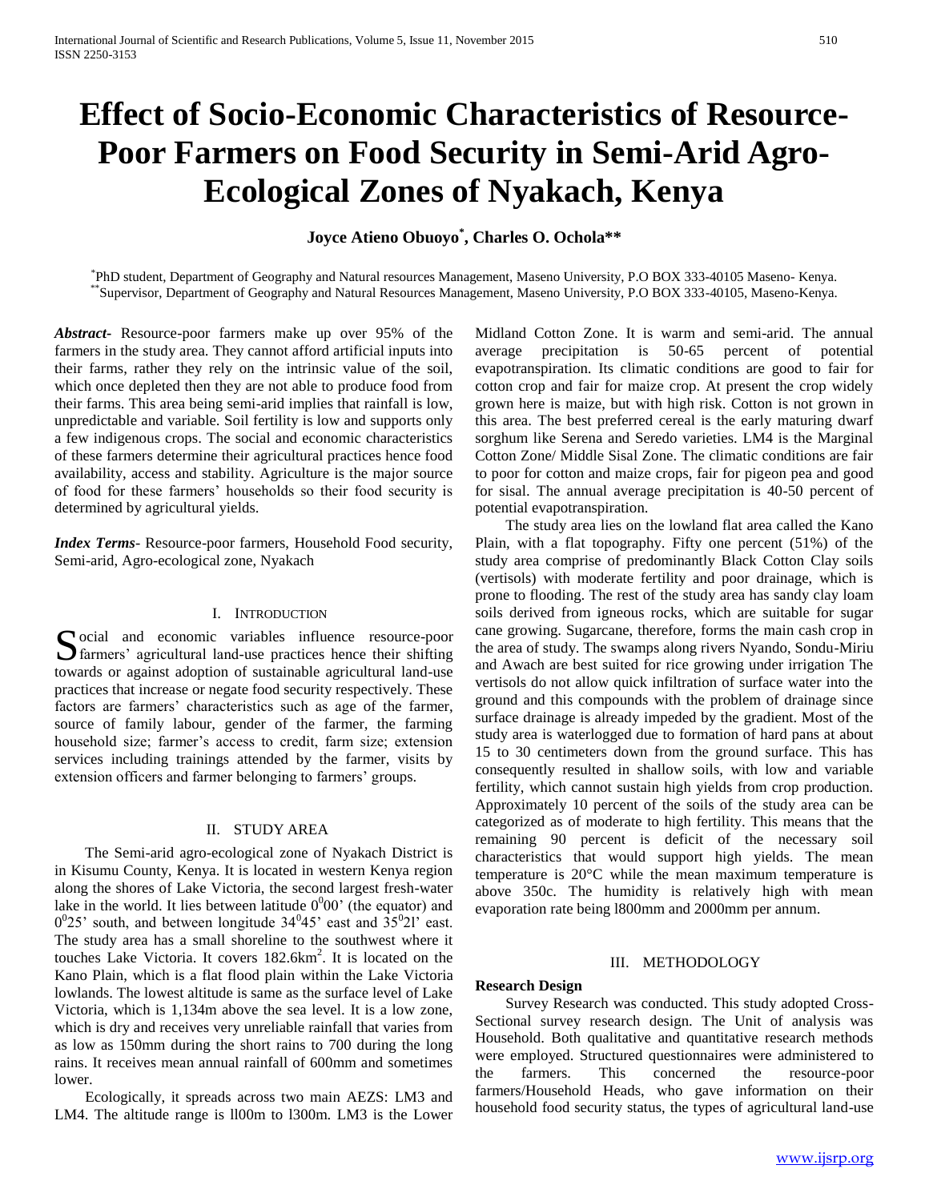# Effect of Socio-Economic Characteristics of Resource-Poor Farmers on Food Security in Semi-Arid Agro-Ecological Zones of Nyakach, Kenya

**Joyce Atieno Obuoyo[*], Charles O. Ochola[**]**

[*] PhD student, Department of Geography and Natural resources Management, Maseno University, P.O BOX 333-40105 Maseno- Kenya.
[**] Supervisor, Department of Geography and Natural Resources Management, Maseno University, P.O BOX 333-40105, Maseno-Kenya.

***Abstract***- Resource-poor farmers make up over 95% of the farmers in the study area. They cannot afford artificial inputs into their farms, rather they rely on the intrinsic value of the soil, which once depleted then they are not able to produce food from their farms. This area being semi-arid implies that rainfall is low, unpredictable and variable. Soil fertility is low and supports only a few indigenous crops. The social and economic characteristics of these farmers determine their agricultural practices hence food availability, access and stability. Agriculture is the major source of food for these farmers' households so their food security is determined by agricultural yields.

***Index Terms***- Resource-poor farmers, Household Food security, Semi-arid, Agro-ecological zone, Nyakach

## I. Introduction

Social and economic variables influence resource-poor farmers' agricultural land-use practices hence their shifting towards or against adoption of sustainable agricultural land-use practices that increase or negate food security respectively. These factors are farmers' characteristics such as age of the farmer, source of family labour, gender of the farmer, the farming household size; farmer's access to credit, farm size; extension services including trainings attended by the farmer, visits by extension officers and farmer belonging to farmers' groups.

## II. Study Area

The Semi-arid agro-ecological zone of Nyakach District is in Kisumu County, Kenya. It is located in western Kenya region along the shores of Lake Victoria, the second largest fresh-water lake in the world. It lies between latitude $0^{0}00'$ (the equator) and $0^{0}25'$ south, and between longitude $34^{0}45'$ east and $35^{0}21'$ east. The study area has a small shoreline to the southwest where it touches Lake Victoria. It covers 182.6km$^2$. It is located on the Kano Plain, which is a flat flood plain within the Lake Victoria lowlands. The lowest altitude is same as the surface level of Lake Victoria, which is 1,134m above the sea level. It is a low zone, which is dry and receives very unreliable rainfall that varies from as low as 150mm during the short rains to 700 during the long rains. It receives mean annual rainfall of 600mm and sometimes lower.

Ecologically, it spreads across two main AEZS: LM3 and LM4. The altitude range is ll00m to l300m. LM3 is the Lower Midland Cotton Zone. It is warm and semi-arid. The annual average precipitation is 50-65 percent of potential evapotranspiration. Its climatic conditions are good to fair for cotton crop and fair for maize crop. At present the crop widely grown here is maize, but with high risk. Cotton is not grown in this area. The best preferred cereal is the early maturing dwarf sorghum like Serena and Seredo varieties. LM4 is the Marginal Cotton Zone/ Middle Sisal Zone. The climatic conditions are fair to poor for cotton and maize crops, fair for pigeon pea and good for sisal. The annual average precipitation is 40-50 percent of potential evapotranspiration.

The study area lies on the lowland flat area called the Kano Plain, with a flat topography. Fifty one percent (51%) of the study area comprise of predominantly Black Cotton Clay soils (vertisols) with moderate fertility and poor drainage, which is prone to flooding. The rest of the study area has sandy clay loam soils derived from igneous rocks, which are suitable for sugar cane growing. Sugarcane, therefore, forms the main cash crop in the area of study. The swamps along rivers Nyando, Sondu-Miriu and Awach are best suited for rice growing under irrigation The vertisols do not allow quick infiltration of surface water into the ground and this compounds with the problem of drainage since surface drainage is already impeded by the gradient. Most of the study area is waterlogged due to formation of hard pans at about 15 to 30 centimeters down from the ground surface. This has consequently resulted in shallow soils, with low and variable fertility, which cannot sustain high yields from crop production. Approximately 10 percent of the soils of the study area can be categorized as of moderate to high fertility. This means that the remaining 90 percent is deficit of the necessary soil characteristics that would support high yields. The mean temperature is 20°C while the mean maximum temperature is above 350c. The humidity is relatively high with mean evaporation rate being l800mm and 2000mm per annum.

## III. Methodology

### Research Design

Survey Research was conducted. This study adopted Cross-Sectional survey research design. The Unit of analysis was Household. Both qualitative and quantitative research methods were employed. Structured questionnaires were administered to the farmers. This concerned the resource-poor farmers/Household Heads, who gave information on their household food security status, the types of agricultural land-use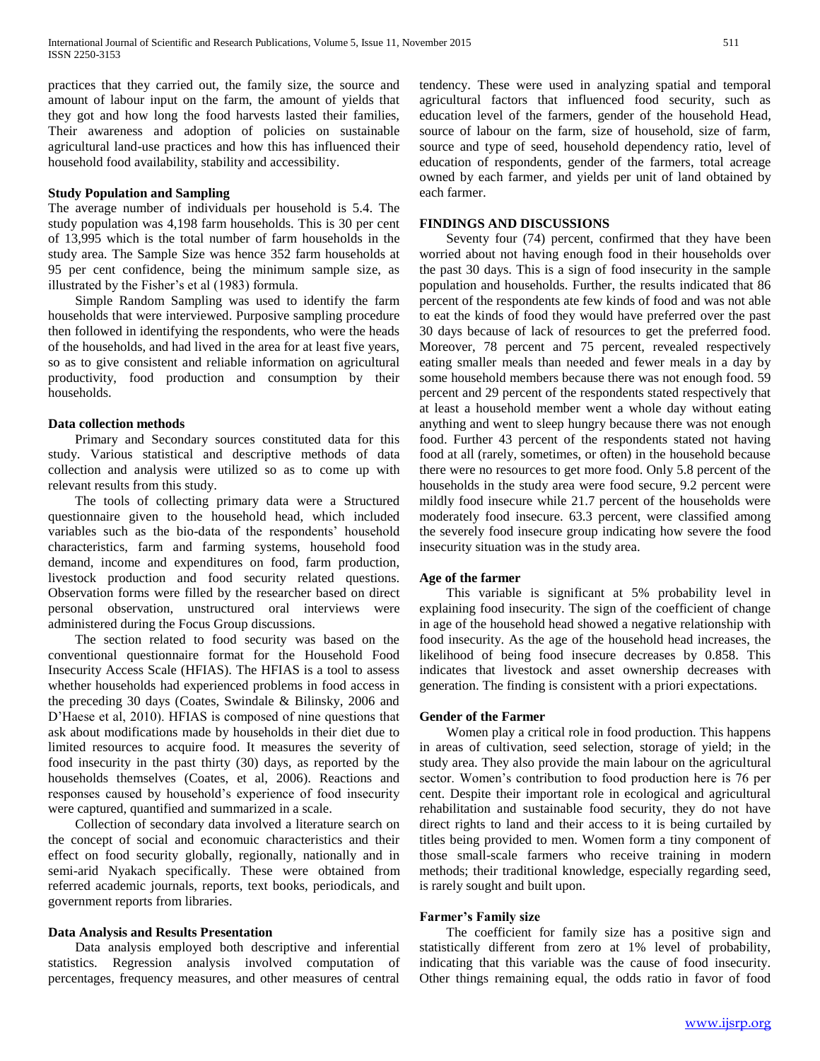practices that they carried out, the family size, the source and amount of labour input on the farm, the amount of yields that they got and how long the food harvests lasted their families, Their awareness and adoption of policies on sustainable agricultural land-use practices and how this has influenced their household food availability, stability and accessibility.

### Study Population and Sampling

The average number of individuals per household is 5.4. The study population was 4,198 farm households. This is 30 per cent of 13,995 which is the total number of farm households in the study area. The Sample Size was hence 352 farm households at 95 per cent confidence, being the minimum sample size, as illustrated by the Fisher's et al (1983) formula.

Simple Random Sampling was used to identify the farm households that were interviewed. Purposive sampling procedure then followed in identifying the respondents, who were the heads of the households, and had lived in the area for at least five years, so as to give consistent and reliable information on agricultural productivity, food production and consumption by their households.

### Data collection methods

Primary and Secondary sources constituted data for this study. Various statistical and descriptive methods of data collection and analysis were utilized so as to come up with relevant results from this study.

The tools of collecting primary data were a Structured questionnaire given to the household head, which included variables such as the bio-data of the respondents' household characteristics, farm and farming systems, household food demand, income and expenditures on food, farm production, livestock production and food security related questions. Observation forms were filled by the researcher based on direct personal observation, unstructured oral interviews were administered during the Focus Group discussions.

The section related to food security was based on the conventional questionnaire format for the Household Food Insecurity Access Scale (HFIAS). The HFIAS is a tool to assess whether households had experienced problems in food access in the preceding 30 days (Coates, Swindale & Bilinsky, 2006 and D'Haese et al, 2010). HFIAS is composed of nine questions that ask about modifications made by households in their diet due to limited resources to acquire food. It measures the severity of food insecurity in the past thirty (30) days, as reported by the households themselves (Coates, et al, 2006). Reactions and responses caused by household's experience of food insecurity were captured, quantified and summarized in a scale.

Collection of secondary data involved a literature search on the concept of social and economuic characteristics and their effect on food security globally, regionally, nationally and in semi-arid Nyakach specifically. These were obtained from referred academic journals, reports, text books, periodicals, and government reports from libraries.

### Data Analysis and Results Presentation

Data analysis employed both descriptive and inferential statistics. Regression analysis involved computation of percentages, frequency measures, and other measures of central tendency. These were used in analyzing spatial and temporal agricultural factors that influenced food security, such as education level of the farmers, gender of the household Head, source of labour on the farm, size of household, size of farm, source and type of seed, household dependency ratio, level of education of respondents, gender of the farmers, total acreage owned by each farmer, and yields per unit of land obtained by each farmer.

## FINDINGS AND DISCUSSIONS

Seventy four (74) percent, confirmed that they have been worried about not having enough food in their households over the past 30 days. This is a sign of food insecurity in the sample population and households. Further, the results indicated that 86 percent of the respondents ate few kinds of food and was not able to eat the kinds of food they would have preferred over the past 30 days because of lack of resources to get the preferred food. Moreover, 78 percent and 75 percent, revealed respectively eating smaller meals than needed and fewer meals in a day by some household members because there was not enough food. 59 percent and 29 percent of the respondents stated respectively that at least a household member went a whole day without eating anything and went to sleep hungry because there was not enough food. Further 43 percent of the respondents stated not having food at all (rarely, sometimes, or often) in the household because there were no resources to get more food. Only 5.8 percent of the households in the study area were food secure, 9.2 percent were mildly food insecure while 21.7 percent of the households were moderately food insecure. 63.3 percent, were classified among the severely food insecure group indicating how severe the food insecurity situation was in the study area.

### Age of the farmer

This variable is significant at 5% probability level in explaining food insecurity. The sign of the coefficient of change in age of the household head showed a negative relationship with food insecurity. As the age of the household head increases, the likelihood of being food insecure decreases by 0.858. This indicates that livestock and asset ownership decreases with generation. The finding is consistent with a priori expectations.

### Gender of the Farmer

Women play a critical role in food production. This happens in areas of cultivation, seed selection, storage of yield; in the study area. They also provide the main labour on the agricultural sector. Women's contribution to food production here is 76 per cent. Despite their important role in ecological and agricultural rehabilitation and sustainable food security, they do not have direct rights to land and their access to it is being curtailed by titles being provided to men. Women form a tiny component of those small-scale farmers who receive training in modern methods; their traditional knowledge, especially regarding seed, is rarely sought and built upon.

### Farmer's Family size

The coefficient for family size has a positive sign and statistically different from zero at 1% level of probability, indicating that this variable was the cause of food insecurity. Other things remaining equal, the odds ratio in favor of food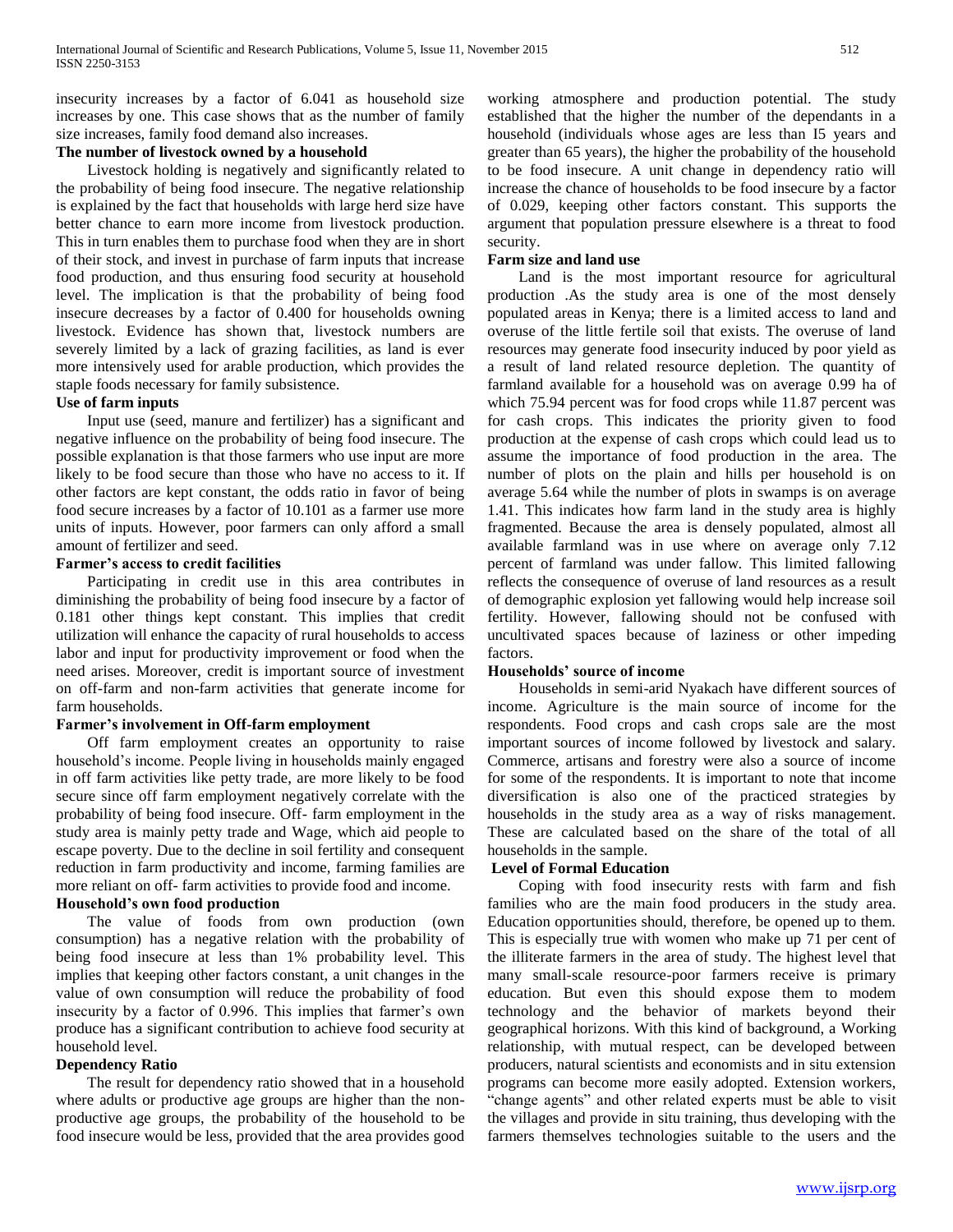insecurity increases by a factor of 6.041 as household size increases by one. This case shows that as the number of family size increases, family food demand also increases.

**The number of livestock owned by a household**

Livestock holding is negatively and significantly related to the probability of being food insecure. The negative relationship is explained by the fact that households with large herd size have better chance to earn more income from livestock production. This in turn enables them to purchase food when they are in short of their stock, and invest in purchase of farm inputs that increase food production, and thus ensuring food security at household level. The implication is that the probability of being food insecure decreases by a factor of 0.400 for households owning livestock. Evidence has shown that, livestock numbers are severely limited by a lack of grazing facilities, as land is ever more intensively used for arable production, which provides the staple foods necessary for family subsistence.

**Use of farm inputs**

Input use (seed, manure and fertilizer) has a significant and negative influence on the probability of being food insecure. The possible explanation is that those farmers who use input are more likely to be food secure than those who have no access to it. If other factors are kept constant, the odds ratio in favor of being food secure increases by a factor of 10.101 as a farmer use more units of inputs. However, poor farmers can only afford a small amount of fertilizer and seed.

**Farmer's access to credit facilities**

Participating in credit use in this area contributes in diminishing the probability of being food insecure by a factor of 0.181 other things kept constant. This implies that credit utilization will enhance the capacity of rural households to access labor and input for productivity improvement or food when the need arises. Moreover, credit is important source of investment on off-farm and non-farm activities that generate income for farm households.

**Farmer's involvement in Off-farm employment**

Off farm employment creates an opportunity to raise household's income. People living in households mainly engaged in off farm activities like petty trade, are more likely to be food secure since off farm employment negatively correlate with the probability of being food insecure. Off- farm employment in the study area is mainly petty trade and Wage, which aid people to escape poverty. Due to the decline in soil fertility and consequent reduction in farm productivity and income, farming families are more reliant on off- farm activities to provide food and income.

**Household's own food production**

The value of foods from own production (own consumption) has a negative relation with the probability of being food insecure at less than 1% probability level. This implies that keeping other factors constant, a unit changes in the value of own consumption will reduce the probability of food insecurity by a factor of 0.996. This implies that farmer's own produce has a significant contribution to achieve food security at household level.

**Dependency Ratio**

The result for dependency ratio showed that in a household where adults or productive age groups are higher than the non-productive age groups, the probability of the household to be food insecure would be less, provided that the area provides good working atmosphere and production potential. The study established that the higher the number of the dependants in a household (individuals whose ages are less than I5 years and greater than 65 years), the higher the probability of the household to be food insecure. A unit change in dependency ratio will increase the chance of households to be food insecure by a factor of 0.029, keeping other factors constant. This supports the argument that population pressure elsewhere is a threat to food security.

**Farm size and land use**

Land is the most important resource for agricultural production .As the study area is one of the most densely populated areas in Kenya; there is a limited access to land and overuse of the little fertile soil that exists. The overuse of land resources may generate food insecurity induced by poor yield as a result of land related resource depletion. The quantity of farmland available for a household was on average 0.99 ha of which 75.94 percent was for food crops while 11.87 percent was for cash crops. This indicates the priority given to food production at the expense of cash crops which could lead us to assume the importance of food production in the area. The number of plots on the plain and hills per household is on average 5.64 while the number of plots in swamps is on average 1.41. This indicates how farm land in the study area is highly fragmented. Because the area is densely populated, almost all available farmland was in use where on average only 7.12 percent of farmland was under fallow. This limited fallowing reflects the consequence of overuse of land resources as a result of demographic explosion yet fallowing would help increase soil fertility. However, fallowing should not be confused with uncultivated spaces because of laziness or other impeding factors.

**Households' source of income**

Households in semi-arid Nyakach have different sources of income. Agriculture is the main source of income for the respondents. Food crops and cash crops sale are the most important sources of income followed by livestock and salary. Commerce, artisans and forestry were also a source of income for some of the respondents. It is important to note that income diversification is also one of the practiced strategies by households in the study area as a way of risks management. These are calculated based on the share of the total of all households in the sample.

**Level of Formal Education**

Coping with food insecurity rests with farm and fish families who are the main food producers in the study area. Education opportunities should, therefore, be opened up to them. This is especially true with women who make up 71 per cent of the illiterate farmers in the area of study. The highest level that many small-scale resource-poor farmers receive is primary education. But even this should expose them to modem technology and the behavior of markets beyond their geographical horizons. With this kind of background, a Working relationship, with mutual respect, can be developed between producers, natural scientists and economists and in situ extension programs can become more easily adopted. Extension workers, "change agents" and other related experts must be able to visit the villages and provide in situ training, thus developing with the farmers themselves technologies suitable to the users and the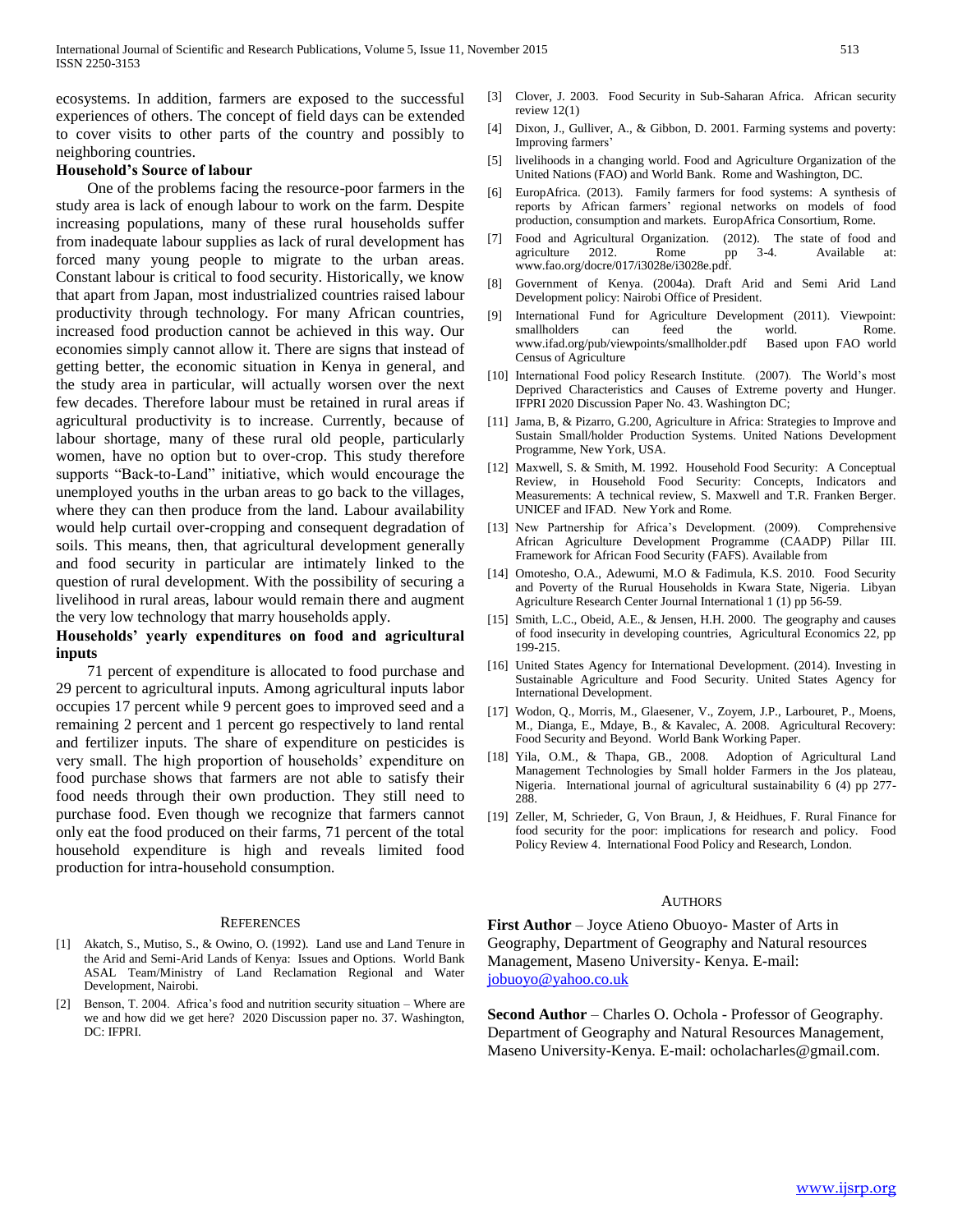ecosystems. In addition, farmers are exposed to the successful experiences of others. The concept of field days can be extended to cover visits to other parts of the country and possibly to neighboring countries.

**Household's Source of labour**

One of the problems facing the resource-poor farmers in the study area is lack of enough labour to work on the farm. Despite increasing populations, many of these rural households suffer from inadequate labour supplies as lack of rural development has forced many young people to migrate to the urban areas. Constant labour is critical to food security. Historically, we know that apart from Japan, most industrialized countries raised labour productivity through technology. For many African countries, increased food production cannot be achieved in this way. Our economies simply cannot allow it. There are signs that instead of getting better, the economic situation in Kenya in general, and the study area in particular, will actually worsen over the next few decades. Therefore labour must be retained in rural areas if agricultural productivity is to increase. Currently, because of labour shortage, many of these rural old people, particularly women, have no option but to over-crop. This study therefore supports "Back-to-Land" initiative, which would encourage the unemployed youths in the urban areas to go back to the villages, where they can then produce from the land. Labour availability would help curtail over-cropping and consequent degradation of soils. This means, then, that agricultural development generally and food security in particular are intimately linked to the question of rural development. With the possibility of securing a livelihood in rural areas, labour would remain there and augment the very low technology that marry households apply.

**Households' yearly expenditures on food and agricultural inputs**

71 percent of expenditure is allocated to food purchase and 29 percent to agricultural inputs. Among agricultural inputs labor occupies 17 percent while 9 percent goes to improved seed and a remaining 2 percent and 1 percent go respectively to land rental and fertilizer inputs. The share of expenditure on pesticides is very small. The high proportion of households' expenditure on food purchase shows that farmers are not able to satisfy their food needs through their own production. They still need to purchase food. Even though we recognize that farmers cannot only eat the food produced on their farms, 71 percent of the total household expenditure is high and reveals limited food production for intra-household consumption.

## References

[1] Akatch, S., Mutiso, S., & Owino, O. (1992). Land use and Land Tenure in the Arid and Semi-Arid Lands of Kenya: Issues and Options. World Bank ASAL Team/Ministry of Land Reclamation Regional and Water Development, Nairobi.

[2] Benson, T. 2004. Africa's food and nutrition security situation – Where are we and how did we get here? 2020 Discussion paper no. 37. Washington, DC: IFPRI.

[3] Clover, J. 2003. Food Security in Sub-Saharan Africa. African security review 12(1)

[4] Dixon, J., Gulliver, A., & Gibbon, D. 2001. Farming systems and poverty: Improving farmers'

[5] livelihoods in a changing world. Food and Agriculture Organization of the United Nations (FAO) and World Bank. Rome and Washington, DC.

[6] EuropAfrica. (2013). Family farmers for food systems: A synthesis of reports by African farmers' regional networks on models of food production, consumption and markets. EuropAfrica Consortium, Rome.

[7] Food and Agricultural Organization. (2012). The state of food and agriculture 2012. Rome pp 3-4. Available at: www.fao.org/docre/017/i3028e/i3028e.pdf.

[8] Government of Kenya. (2004a). Draft Arid and Semi Arid Land Development policy: Nairobi Office of President.

[9] International Fund for Agriculture Development (2011). Viewpoint: smallholders can feed the world. Rome. www.ifad.org/pub/viewpoints/smallholder.pdf Based upon FAO world Census of Agriculture

[10] International Food policy Research Institute. (2007). The World's most Deprived Characteristics and Causes of Extreme poverty and Hunger. IFPRI 2020 Discussion Paper No. 43. Washington DC;

[11] Jama, B, & Pizarro, G.200, Agriculture in Africa: Strategies to Improve and Sustain Small/holder Production Systems. United Nations Development Programme, New York, USA.

[12] Maxwell, S. & Smith, M. 1992. Household Food Security: A Conceptual Review, in Household Food Security: Concepts, Indicators and Measurements: A technical review, S. Maxwell and T.R. Franken Berger. UNICEF and IFAD. New York and Rome.

[13] New Partnership for Africa's Development. (2009). Comprehensive African Agriculture Development Programme (CAADP) Pillar III. Framework for African Food Security (FAFS). Available from

[14] Omotesho, O.A., Adewumi, M.O & Fadimula, K.S. 2010. Food Security and Poverty of the Rurual Households in Kwara State, Nigeria. Libyan Agriculture Research Center Journal International 1 (1) pp 56-59.

[15] Smith, L.C., Obeid, A.E., & Jensen, H.H. 2000. The geography and causes of food insecurity in developing countries, Agricultural Economics 22, pp 199-215.

[16] United States Agency for International Development. (2014). Investing in Sustainable Agriculture and Food Security. United States Agency for International Development.

[17] Wodon, Q., Morris, M., Glaesener, V., Zoyem, J.P., Larbouret, P., Moens, M., Dianga, E., Mdaye, B., & Kavalec, A. 2008. Agricultural Recovery: Food Security and Beyond. World Bank Working Paper.

[18] Yila, O.M., & Thapa, GB., 2008. Adoption of Agricultural Land Management Technologies by Small holder Farmers in the Jos plateau, Nigeria. International journal of agricultural sustainability 6 (4) pp 277-288.

[19] Zeller, M, Schrieder, G, Von Braun, J, & Heidhues, F. Rural Finance for food security for the poor: implications for research and policy. Food Policy Review 4. International Food Policy and Research, London.

## Authors

**First Author** – Joyce Atieno Obuoyo- Master of Arts in Geography, Department of Geography and Natural resources Management, Maseno University- Kenya. E-mail: jobuoyo@yahoo.co.uk

**Second Author** – Charles O. Ochola - Professor of Geography. Department of Geography and Natural Resources Management, Maseno University-Kenya. E-mail: ocholacharles@gmail.com.